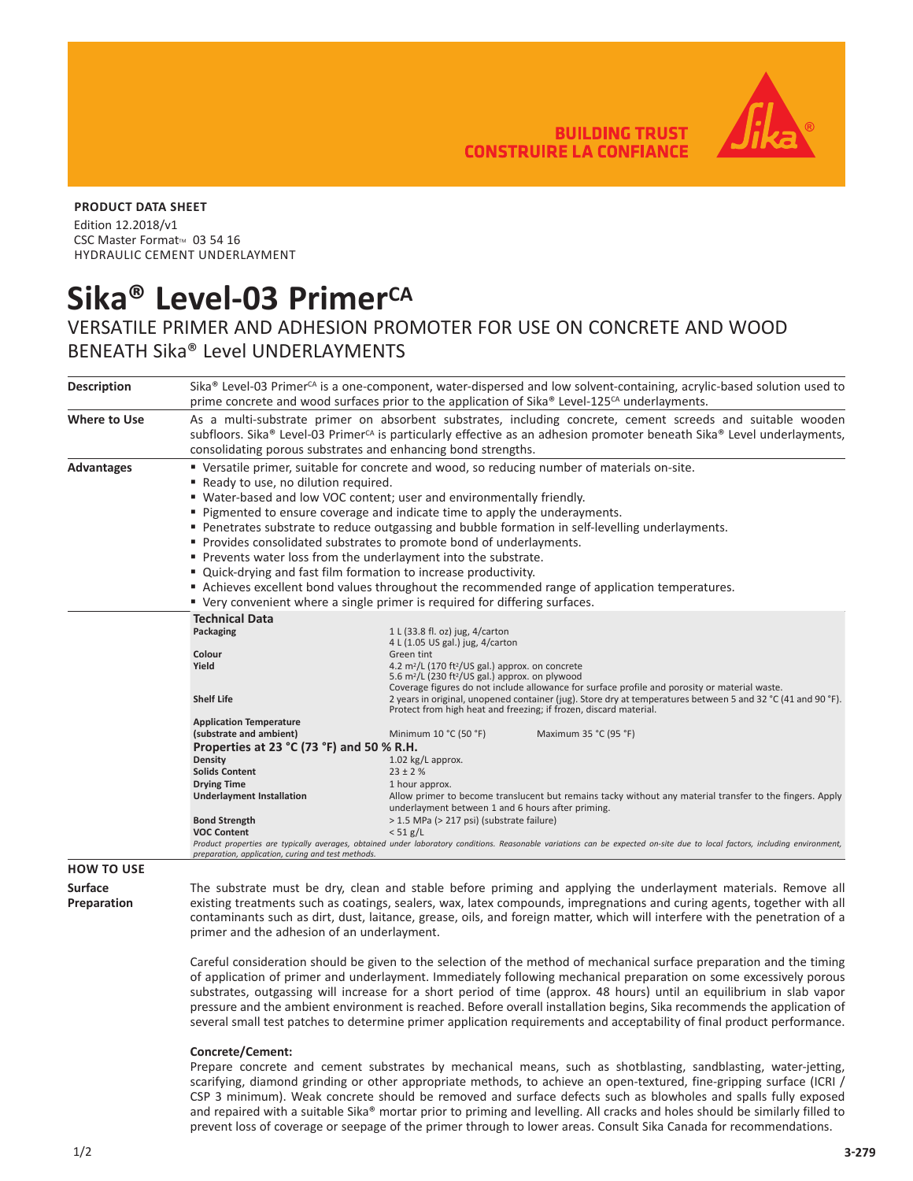BUILDING TRUST
CONSTRUIRE LA CONFIANCE

**PRODUCT DATA SHEET**

Edition 12.2018/v1
CSC Master Format™ 03 54 16
HYDRAULIC CEMENT UNDERLAYMENT

# Sika® Level-03 Primer[CA]

## VERSATILE PRIMER AND ADHESION PROMOTER FOR USE ON CONCRETE AND WOOD BENEATH Sika® Level UNDERLAYMENTS

**Description**

Sika® Level-03 Primer[CA] is a one-component, water-dispersed and low solvent-containing, acrylic-based solution used to prime concrete and wood surfaces prior to the application of Sika® Level-125[CA] underlayments.

**Where to Use**

As a multi-substrate primer on absorbent substrates, including concrete, cement screeds and suitable wooden subfloors. Sika® Level-03 Primer[CA] is particularly effective as an adhesion promoter beneath Sika® Level underlayments, consolidating porous substrates and enhancing bond strengths.

**Advantages**

- Versatile primer, suitable for concrete and wood, so reducing number of materials on-site.
- Ready to use, no dilution required.
- Water-based and low VOC content; user and environmentally friendly.
- Pigmented to ensure coverage and indicate time to apply the underayments.
- Penetrates substrate to reduce outgassing and bubble formation in self-levelling underlayments.
- Provides consolidated substrates to promote bond of underlayments.
- Prevents water loss from the underlayment into the substrate.
- Quick-drying and fast film formation to increase productivity.
- Achieves excellent bond values throughout the recommended range of application temperatures.
- Very convenient where a single primer is required for differing surfaces.

**Technical Data**

| | |
|---|---|
| **Packaging** | 1 L (33.8 fl. oz) jug, 4/carton<br>4 L (1.05 US gal.) jug, 4/carton |
| **Colour** | Green tint |
| **Yield** | 4.2 m²/L (170 ft²/US gal.) approx. on concrete<br>5.6 m²/L (230 ft²/US gal.) approx. on plywood<br>Coverage figures do not include allowance for surface profile and porosity or material waste. |
| **Shelf Life** | 2 years in original, unopened container (jug). Store dry at temperatures between 5 and 32 °C (41 and 90 °F). Protect from high heat and freezing; if frozen, discard material. |
| **Application Temperature (substrate and ambient)** | Minimum 10 °C (50 °F) Maximum 35 °C (95 °F) |

**Properties at 23 °C (73 °F) and 50 % R.H.**

| | |
|---|---|
| **Density** | 1.02 kg/L approx. |
| **Solids Content** | 23 ± 2 % |
| **Drying Time** | 1 hour approx. |
| **Underlayment Installation** | Allow primer to become translucent but remains tacky without any material transfer to the fingers. Apply underlayment between 1 and 6 hours after priming. |
| **Bond Strength** | > 1.5 MPa (> 217 psi) (substrate failure) |
| **VOC Content** | < 51 g/L |

*Product properties are typically averages, obtained under laboratory conditions. Reasonable variations can be expected on-site due to local factors, including environment, preparation, application, curing and test methods.*

## HOW TO USE

**Surface Preparation**

The substrate must be dry, clean and stable before priming and applying the underlayment materials. Remove all existing treatments such as coatings, sealers, wax, latex compounds, impregnations and curing agents, together with all contaminants such as dirt, dust, laitance, grease, oils, and foreign matter, which will interfere with the penetration of a primer and the adhesion of an underlayment.

Careful consideration should be given to the selection of the method of mechanical surface preparation and the timing of application of primer and underlayment. Immediately following mechanical preparation on some excessively porous substrates, outgassing will increase for a short period of time (approx. 48 hours) until an equilibrium in slab vapor pressure and the ambient environment is reached. Before overall installation begins, Sika recommends the application of several small test patches to determine primer application requirements and acceptability of final product performance.

**Concrete/Cement:**

Prepare concrete and cement substrates by mechanical means, such as shotblasting, sandblasting, water-jetting, scarifying, diamond grinding or other appropriate methods, to achieve an open-textured, fine-gripping surface (ICRI / CSP 3 minimum). Weak concrete should be removed and surface defects such as blowholes and spalls fully exposed and repaired with a suitable Sika® mortar prior to priming and levelling. All cracks and holes should be similarly filled to prevent loss of coverage or seepage of the primer through to lower areas. Consult Sika Canada for recommendations.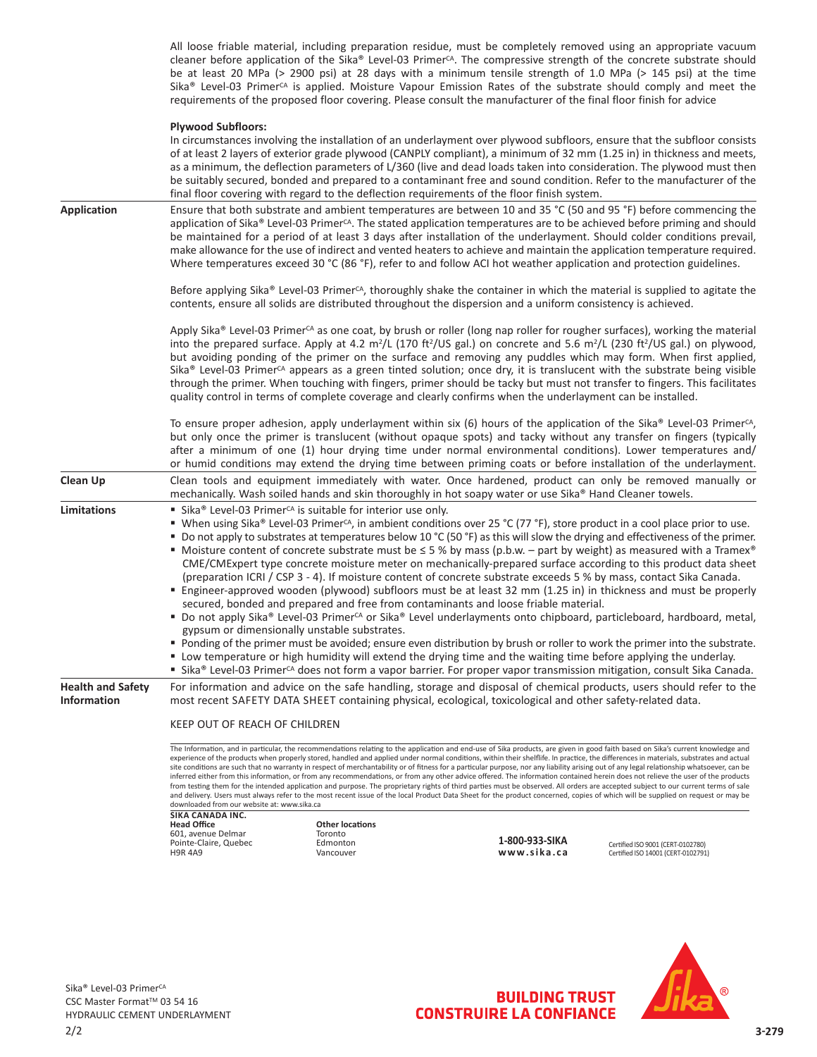All loose friable material, including preparation residue, must be completely removed using an appropriate vacuum cleaner before application of the Sika® Level-03 Primer[CA]. The compressive strength of the concrete substrate should be at least 20 MPa (> 2900 psi) at 28 days with a minimum tensile strength of 1.0 MPa (> 145 psi) at the time Sika® Level-03 Primer[CA] is applied. Moisture Vapour Emission Rates of the substrate should comply and meet the requirements of the proposed floor covering. Please consult the manufacturer of the final floor finish for advice

**Plywood Subfloors:**
In circumstances involving the installation of an underlayment over plywood subfloors, ensure that the subfloor consists of at least 2 layers of exterior grade plywood (CANPLY compliant), a minimum of 32 mm (1.25 in) in thickness and meets, as a minimum, the deflection parameters of L/360 (live and dead loads taken into consideration. The plywood must then be suitably secured, bonded and prepared to a contaminant free and sound condition. Refer to the manufacturer of the final floor covering with regard to the deflection requirements of the floor finish system.

## Application

Ensure that both substrate and ambient temperatures are between 10 and 35 °C (50 and 95 °F) before commencing the application of Sika® Level-03 Primer[CA]. The stated application temperatures are to be achieved before priming and should be maintained for a period of at least 3 days after installation of the underlayment. Should colder conditions prevail, make allowance for the use of indirect and vented heaters to achieve and maintain the application temperature required. Where temperatures exceed 30 °C (86 °F), refer to and follow ACI hot weather application and protection guidelines.

Before applying Sika® Level-03 Primer[CA], thoroughly shake the container in which the material is supplied to agitate the contents, ensure all solids are distributed throughout the dispersion and a uniform consistency is achieved.

Apply Sika® Level-03 Primer[CA] as one coat, by brush or roller (long nap roller for rougher surfaces), working the material into the prepared surface. Apply at 4.2 m²/L (170 ft²/US gal.) on concrete and 5.6 m²/L (230 ft²/US gal.) on plywood, but avoiding ponding of the primer on the surface and removing any puddles which may form. When first applied, Sika® Level-03 Primer[CA] appears as a green tinted solution; once dry, it is translucent with the substrate being visible through the primer. When touching with fingers, primer should be tacky but must not transfer to fingers. This facilitates quality control in terms of complete coverage and clearly confirms when the underlayment can be installed.

To ensure proper adhesion, apply underlayment within six (6) hours of the application of the Sika® Level-03 Primer[CA], but only once the primer is translucent (without opaque spots) and tacky without any transfer on fingers (typically after a minimum of one (1) hour drying time under normal environmental conditions). Lower temperatures and/or humid conditions may extend the drying time between priming coats or before installation of the underlayment.

## Clean Up

Clean tools and equipment immediately with water. Once hardened, product can only be removed manually or mechanically. Wash soiled hands and skin thoroughly in hot soapy water or use Sika® Hand Cleaner towels.

## Limitations

- Sika® Level-03 Primer[CA] is suitable for interior use only.
- When using Sika® Level-03 Primer[CA], in ambient conditions over 25 °C (77 °F), store product in a cool place prior to use.
- Do not apply to substrates at temperatures below 10 °C (50 °F) as this will slow the drying and effectiveness of the primer.
- Moisture content of concrete substrate must be ≤ 5 % by mass (p.b.w. – part by weight) as measured with a Tramex® CME/CMExpert type concrete moisture meter on mechanically-prepared surface according to this product data sheet (preparation ICRI / CSP 3 - 4). If moisture content of concrete substrate exceeds 5 % by mass, contact Sika Canada.
- Engineer-approved wooden (plywood) subfloors must be at least 32 mm (1.25 in) in thickness and must be properly secured, bonded and prepared and free from contaminants and loose friable material.
- Do not apply Sika® Level-03 Primer[CA] or Sika® Level underlayments onto chipboard, particleboard, hardboard, metal, gypsum or dimensionally unstable substrates.
- Ponding of the primer must be avoided; ensure even distribution by brush or roller to work the primer into the substrate.
- Low temperature or high humidity will extend the drying time and the waiting time before applying the underlay.
- Sika® Level-03 Primer[CA] does not form a vapor barrier. For proper vapor transmission mitigation, consult Sika Canada.

## Health and Safety Information

For information and advice on the safe handling, storage and disposal of chemical products, users should refer to the most recent SAFETY DATA SHEET containing physical, ecological, toxicological and other safety-related data.

KEEP OUT OF REACH OF CHILDREN

The Information, and in particular, the recommendations relating to the application and end-use of Sika products, are given in good faith based on Sika's current knowledge and experience of the products when properly stored, handled and applied under normal conditions, within their shelflife. In practice, the differences in materials, substrates and actual site conditions are such that no warranty in respect of merchantability or of fitness for a particular purpose, nor any liability arising out of any legal relationship whatsoever, can be inferred either from this information, or from any recommendations, or from any other advice offered. The information contained herein does not relieve the user of the products from testing them for the intended application and purpose. The proprietary rights of third parties must be observed. All orders are accepted subject to our current terms of sale and delivery. Users must always refer to the most recent issue of the local Product Data Sheet for the product concerned, copies of which will be supplied on request or may be downloaded from our website at: www.sika.ca

**SIKA CANADA INC.**
**Head Office**
601, avenue Delmar
Pointe-Claire, Quebec
H9R 4A9

**Other locations**
Toronto
Edmonton
Vancouver

**1-800-933-SIKA**
**www.sika.ca**

Certified ISO 9001 (CERT-0102780)
Certified ISO 14001 (CERT-0102791)

Sika® Level-03 Primer[CA]
CSC Master Format™ 03 54 16
HYDRAULIC CEMENT UNDERLAYMENT

**BUILDING TRUST**
**CONSTRUIRE LA CONFIANCE**

3-279